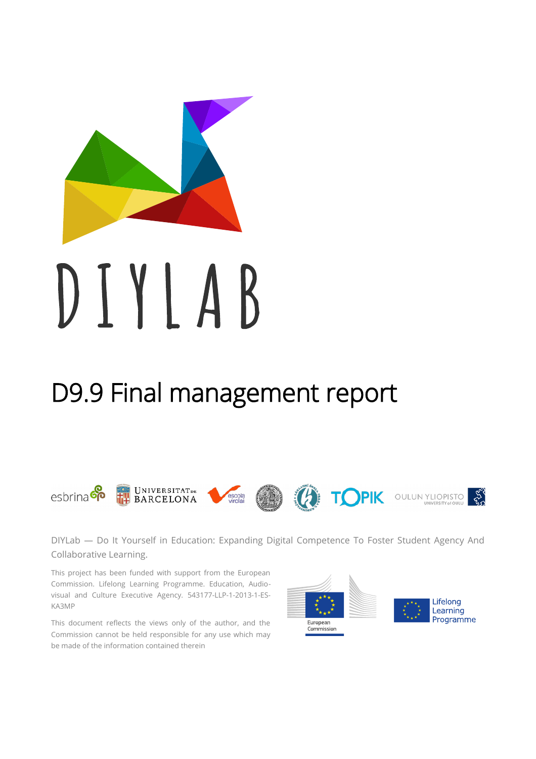# DIYLAB

# D9.9 Final management report

DIYLab — Do It Yourself in Education: Expanding Digital Competence To Foster Student Agency And Collaborative Learning.

This project has been funded with support from the European Commission. Lifelong Learning Programme. Education, Audio-visual and Culture Executive Agency. 543177-LLP-1-2013-1-ES-KA3MP

This document reflects the views only of the author, and the Commission cannot be held responsible for any use which may be made of the information contained therein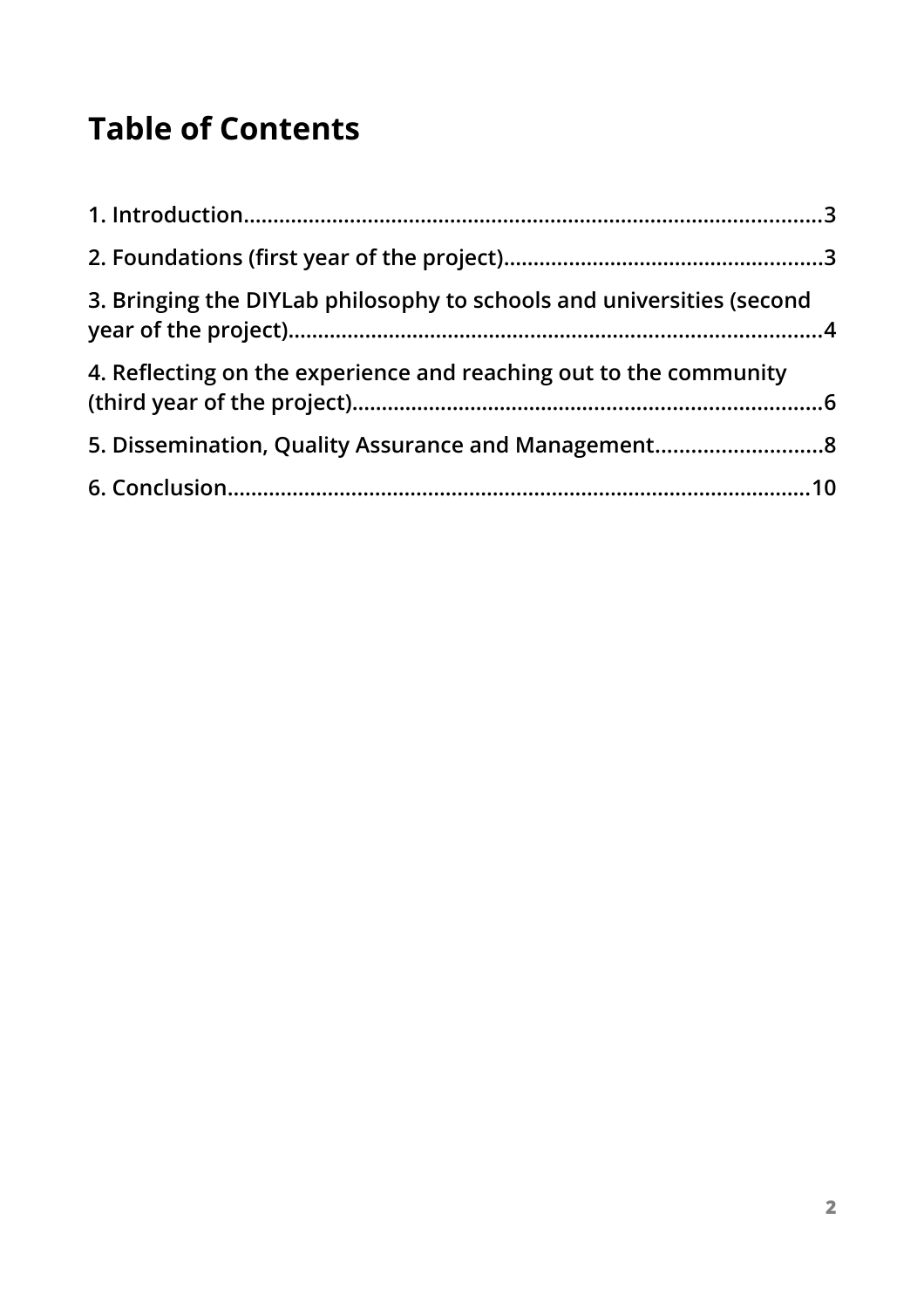# Table of Contents

1. Introduction....................................................................................................3

2. Foundations (first year of the project)......................................................3

3. Bringing the DIYLab philosophy to schools and universities (second year of the project)..........................................................................................4

4. Reflecting on the experience and reaching out to the community (third year of the project)...............................................................................6

5. Dissemination, Quality Assurance and Management............................8

6. Conclusion...................................................................................................10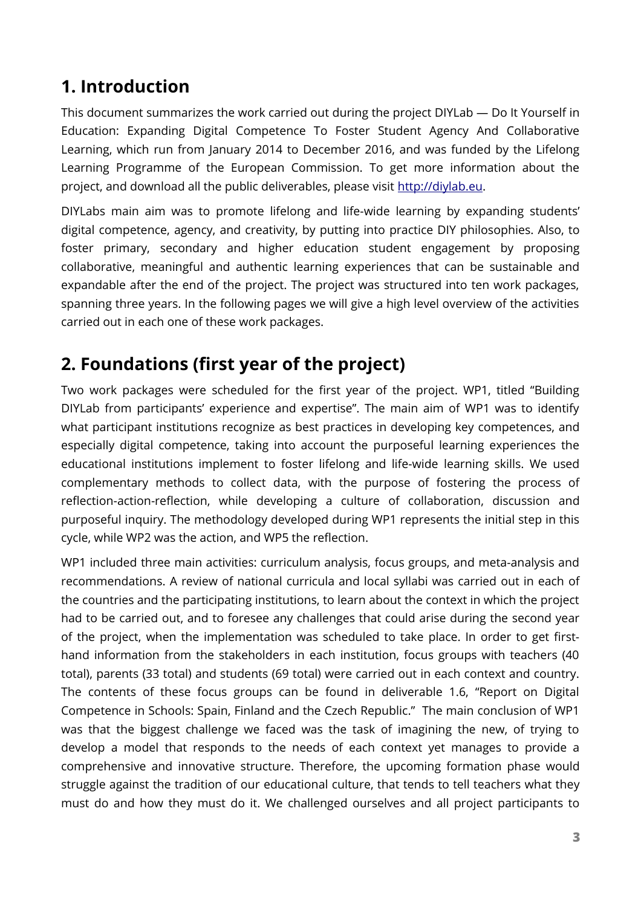## 1. Introduction

This document summarizes the work carried out during the project DIYLab — Do It Yourself in Education: Expanding Digital Competence To Foster Student Agency And Collaborative Learning, which run from January 2014 to December 2016, and was funded by the Lifelong Learning Programme of the European Commission. To get more information about the project, and download all the public deliverables, please visit [http://diylab.eu](http://diylab.eu).

DIYLabs main aim was to promote lifelong and life-wide learning by expanding students' digital competence, agency, and creativity, by putting into practice DIY philosophies. Also, to foster primary, secondary and higher education student engagement by proposing collaborative, meaningful and authentic learning experiences that can be sustainable and expandable after the end of the project. The project was structured into ten work packages, spanning three years. In the following pages we will give a high level overview of the activities carried out in each one of these work packages.

## 2. Foundations (first year of the project)

Two work packages were scheduled for the first year of the project. WP1, titled "Building DIYLab from participants' experience and expertise". The main aim of WP1 was to identify what participant institutions recognize as best practices in developing key competences, and especially digital competence, taking into account the purposeful learning experiences the educational institutions implement to foster lifelong and life-wide learning skills. We used complementary methods to collect data, with the purpose of fostering the process of reflection-action-reflection, while developing a culture of collaboration, discussion and purposeful inquiry. The methodology developed during WP1 represents the initial step in this cycle, while WP2 was the action, and WP5 the reflection.

WP1 included three main activities: curriculum analysis, focus groups, and meta-analysis and recommendations. A review of national curricula and local syllabi was carried out in each of the countries and the participating institutions, to learn about the context in which the project had to be carried out, and to foresee any challenges that could arise during the second year of the project, when the implementation was scheduled to take place. In order to get first-hand information from the stakeholders in each institution, focus groups with teachers (40 total), parents (33 total) and students (69 total) were carried out in each context and country. The contents of these focus groups can be found in deliverable 1.6, "Report on Digital Competence in Schools: Spain, Finland and the Czech Republic." The main conclusion of WP1 was that the biggest challenge we faced was the task of imagining the new, of trying to develop a model that responds to the needs of each context yet manages to provide a comprehensive and innovative structure. Therefore, the upcoming formation phase would struggle against the tradition of our educational culture, that tends to tell teachers what they must do and how they must do it. We challenged ourselves and all project participants to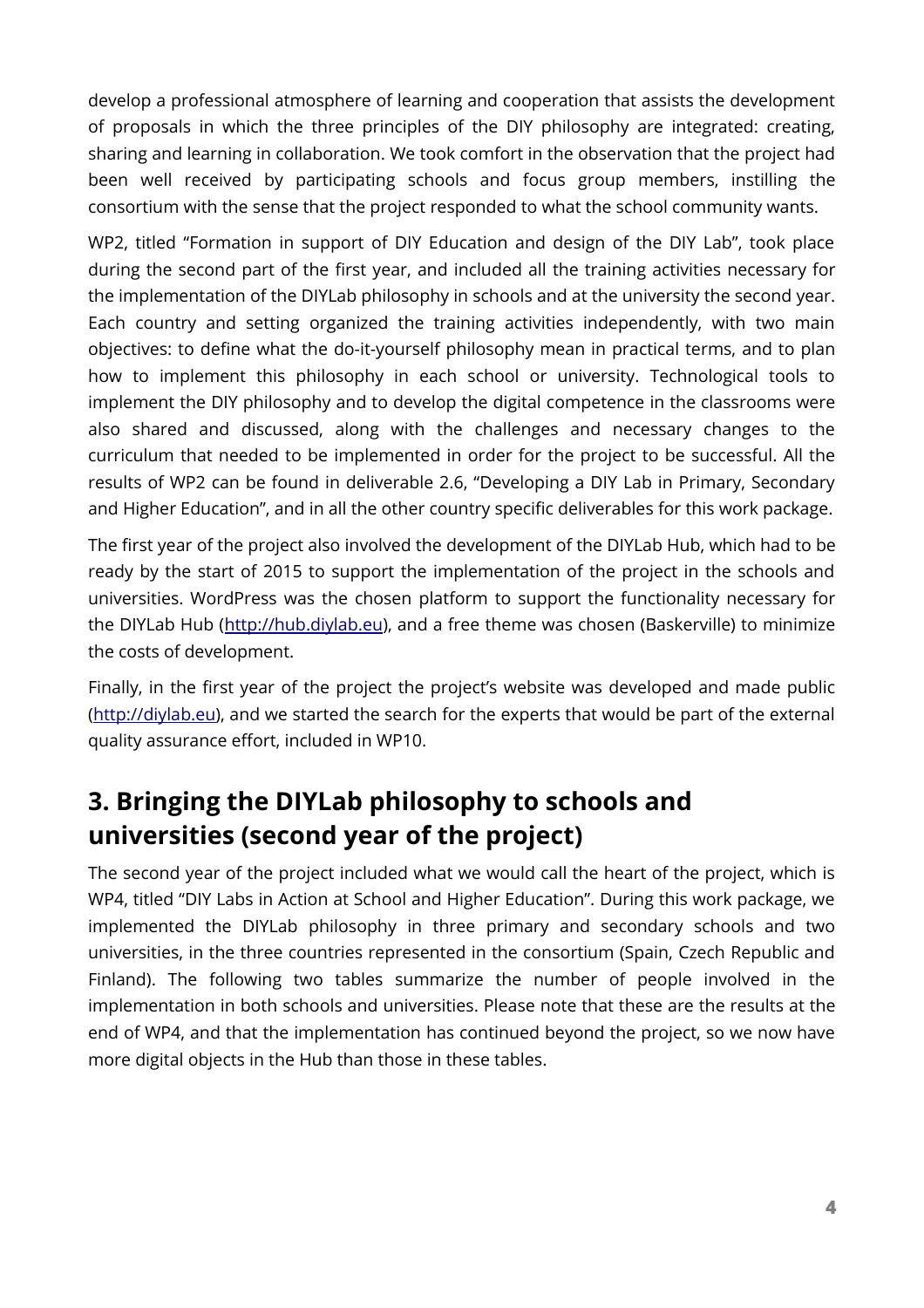develop a professional atmosphere of learning and cooperation that assists the development of proposals in which the three principles of the DIY philosophy are integrated: creating, sharing and learning in collaboration. We took comfort in the observation that the project had been well received by participating schools and focus group members, instilling the consortium with the sense that the project responded to what the school community wants.

WP2, titled “Formation in support of DIY Education and design of the DIY Lab”, took place during the second part of the first year, and included all the training activities necessary for the implementation of the DIYLab philosophy in schools and at the university the second year. Each country and setting organized the training activities independently, with two main objectives: to define what the do-it-yourself philosophy mean in practical terms, and to plan how to implement this philosophy in each school or university. Technological tools to implement the DIY philosophy and to develop the digital competence in the classrooms were also shared and discussed, along with the challenges and necessary changes to the curriculum that needed to be implemented in order for the project to be successful. All the results of WP2 can be found in deliverable 2.6, “Developing a DIY Lab in Primary, Secondary and Higher Education”, and in all the other country specific deliverables for this work package.

The first year of the project also involved the development of the DIYLab Hub, which had to be ready by the start of 2015 to support the implementation of the project in the schools and universities. WordPress was the chosen platform to support the functionality necessary for the DIYLab Hub ([http://hub.diylab.eu](http://hub.diylab.eu)), and a free theme was chosen (Baskerville) to minimize the costs of development.

Finally, in the first year of the project the project’s website was developed and made public ([http://diylab.eu](http://diylab.eu)), and we started the search for the experts that would be part of the external quality assurance effort, included in WP10.

## 3. Bringing the DIYLab philosophy to schools and universities (second year of the project)

The second year of the project included what we would call the heart of the project, which is WP4, titled “DIY Labs in Action at School and Higher Education”. During this work package, we implemented the DIYLab philosophy in three primary and secondary schools and two universities, in the three countries represented in the consortium (Spain, Czech Republic and Finland). The following two tables summarize the number of people involved in the implementation in both schools and universities. Please note that these are the results at the end of WP4, and that the implementation has continued beyond the project, so we now have more digital objects in the Hub than those in these tables.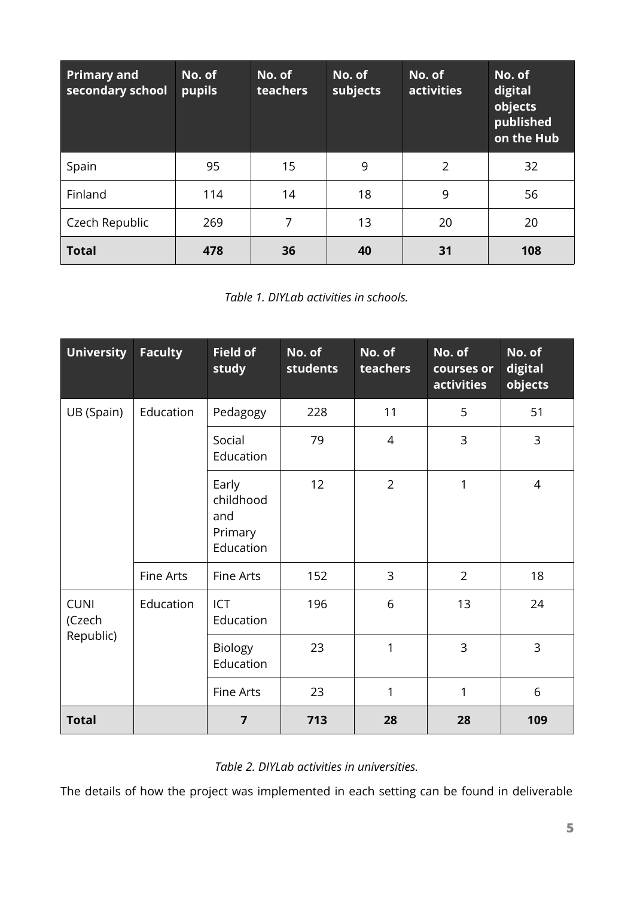| Primary and secondary school | No. of pupils | No. of teachers | No. of subjects | No. of activities | No. of digital objects published on the Hub |
|---|---|---|---|---|---|
| Spain | 95 | 15 | 9 | 2 | 32 |
| Finland | 114 | 14 | 18 | 9 | 56 |
| Czech Republic | 269 | 7 | 13 | 20 | 20 |
| **Total** | **478** | **36** | **40** | **31** | **108** |

*Table 1. DIYLab activities in schools.*

| University | Faculty | Field of study | No. of students | No. of teachers | No. of courses or activities | No. of digital objects |
|---|---|---|---|---|---|---|
| UB (Spain) | Education | Pedagogy | 228 | 11 | 5 | 51 |
| | | Social Education | 79 | 4 | 3 | 3 |
| | | Early childhood and Primary Education | 12 | 2 | 1 | 4 |
| | Fine Arts | Fine Arts | 152 | 3 | 2 | 18 |
| CUNI (Czech Republic) | Education | ICT Education | 196 | 6 | 13 | 24 |
| | | Biology Education | 23 | 1 | 3 | 3 |
| | | Fine Arts | 23 | 1 | 1 | 6 |
| **Total** | | **7** | **713** | **28** | **28** | **109** |

*Table 2. DIYLab activities in universities.*

The details of how the project was implemented in each setting can be found in deliverable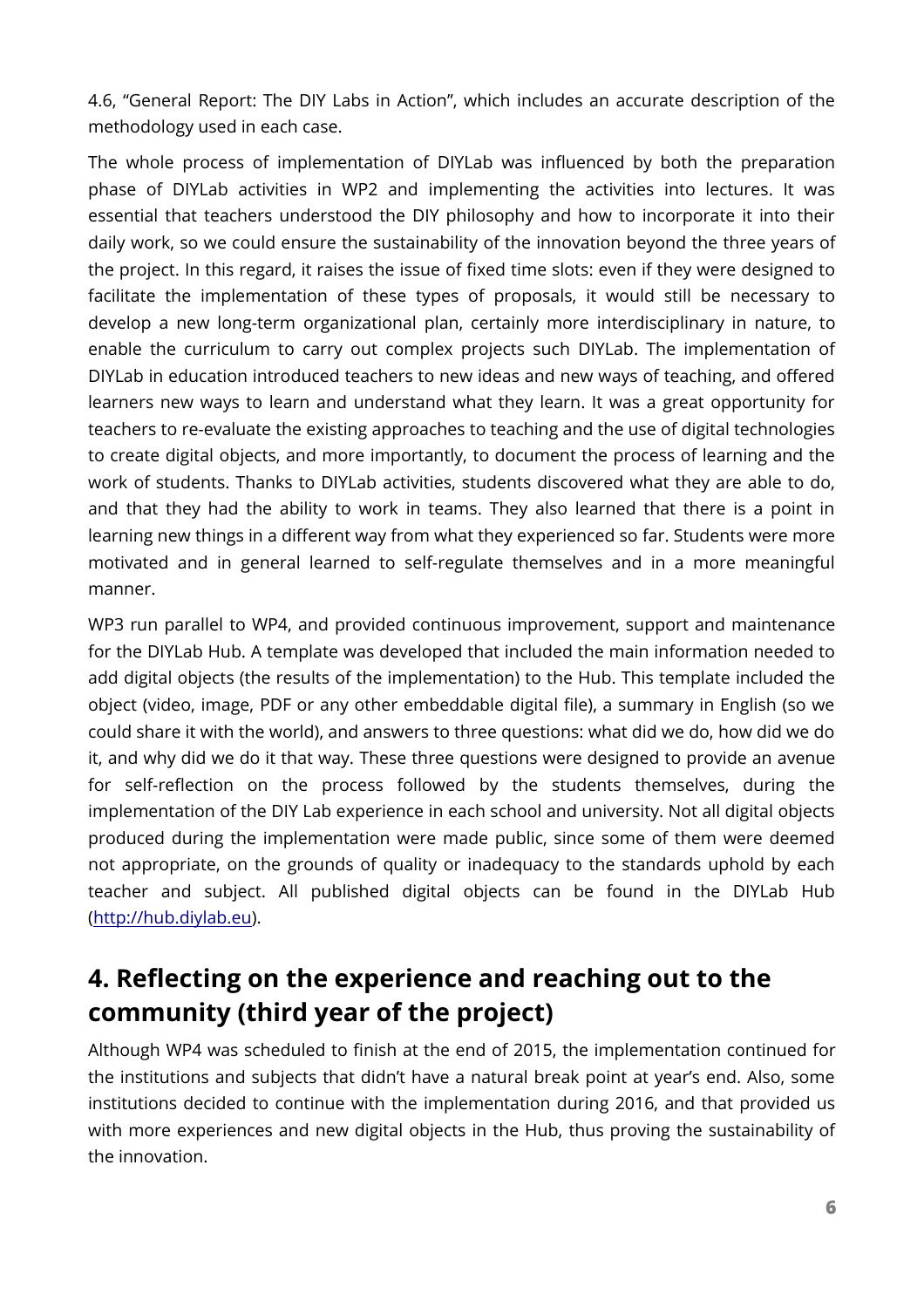4.6, "General Report: The DIY Labs in Action", which includes an accurate description of the methodology used in each case.

The whole process of implementation of DIYLab was influenced by both the preparation phase of DIYLab activities in WP2 and implementing the activities into lectures. It was essential that teachers understood the DIY philosophy and how to incorporate it into their daily work, so we could ensure the sustainability of the innovation beyond the three years of the project. In this regard, it raises the issue of fixed time slots: even if they were designed to facilitate the implementation of these types of proposals, it would still be necessary to develop a new long-term organizational plan, certainly more interdisciplinary in nature, to enable the curriculum to carry out complex projects such DIYLab. The implementation of DIYLab in education introduced teachers to new ideas and new ways of teaching, and offered learners new ways to learn and understand what they learn. It was a great opportunity for teachers to re-evaluate the existing approaches to teaching and the use of digital technologies to create digital objects, and more importantly, to document the process of learning and the work of students. Thanks to DIYLab activities, students discovered what they are able to do, and that they had the ability to work in teams. They also learned that there is a point in learning new things in a different way from what they experienced so far. Students were more motivated and in general learned to self-regulate themselves and in a more meaningful manner.

WP3 run parallel to WP4, and provided continuous improvement, support and maintenance for the DIYLab Hub. A template was developed that included the main information needed to add digital objects (the results of the implementation) to the Hub. This template included the object (video, image, PDF or any other embeddable digital file), a summary in English (so we could share it with the world), and answers to three questions: what did we do, how did we do it, and why did we do it that way. These three questions were designed to provide an avenue for self-reflection on the process followed by the students themselves, during the implementation of the DIY Lab experience in each school and university. Not all digital objects produced during the implementation were made public, since some of them were deemed not appropriate, on the grounds of quality or inadequacy to the standards uphold by each teacher and subject. All published digital objects can be found in the DIYLab Hub (http://hub.diylab.eu).

## 4. Reflecting on the experience and reaching out to the community (third year of the project)

Although WP4 was scheduled to finish at the end of 2015, the implementation continued for the institutions and subjects that didn't have a natural break point at year's end. Also, some institutions decided to continue with the implementation during 2016, and that provided us with more experiences and new digital objects in the Hub, thus proving the sustainability of the innovation.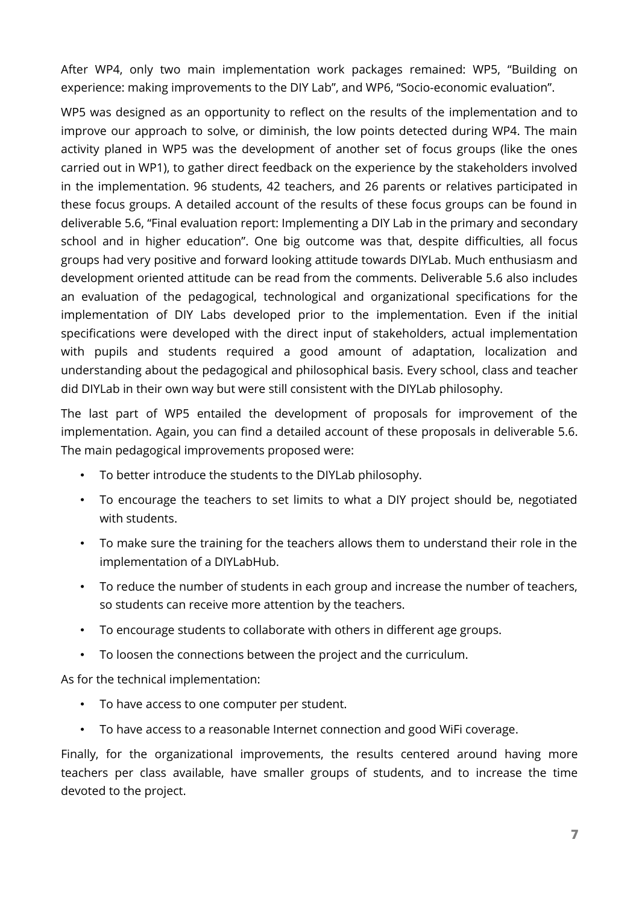After WP4, only two main implementation work packages remained: WP5, "Building on experience: making improvements to the DIY Lab", and WP6, "Socio-economic evaluation".

WP5 was designed as an opportunity to reflect on the results of the implementation and to improve our approach to solve, or diminish, the low points detected during WP4. The main activity planed in WP5 was the development of another set of focus groups (like the ones carried out in WP1), to gather direct feedback on the experience by the stakeholders involved in the implementation. 96 students, 42 teachers, and 26 parents or relatives participated in these focus groups. A detailed account of the results of these focus groups can be found in deliverable 5.6, "Final evaluation report: Implementing a DIY Lab in the primary and secondary school and in higher education". One big outcome was that, despite difficulties, all focus groups had very positive and forward looking attitude towards DIYLab. Much enthusiasm and development oriented attitude can be read from the comments. Deliverable 5.6 also includes an evaluation of the pedagogical, technological and organizational specifications for the implementation of DIY Labs developed prior to the implementation. Even if the initial specifications were developed with the direct input of stakeholders, actual implementation with pupils and students required a good amount of adaptation, localization and understanding about the pedagogical and philosophical basis. Every school, class and teacher did DIYLab in their own way but were still consistent with the DIYLab philosophy.

The last part of WP5 entailed the development of proposals for improvement of the implementation. Again, you can find a detailed account of these proposals in deliverable 5.6. The main pedagogical improvements proposed were:

- To better introduce the students to the DIYLab philosophy.
- To encourage the teachers to set limits to what a DIY project should be, negotiated with students.
- To make sure the training for the teachers allows them to understand their role in the implementation of a DIYLabHub.
- To reduce the number of students in each group and increase the number of teachers, so students can receive more attention by the teachers.
- To encourage students to collaborate with others in different age groups.
- To loosen the connections between the project and the curriculum.

As for the technical implementation:

- To have access to one computer per student.
- To have access to a reasonable Internet connection and good WiFi coverage.

Finally, for the organizational improvements, the results centered around having more teachers per class available, have smaller groups of students, and to increase the time devoted to the project.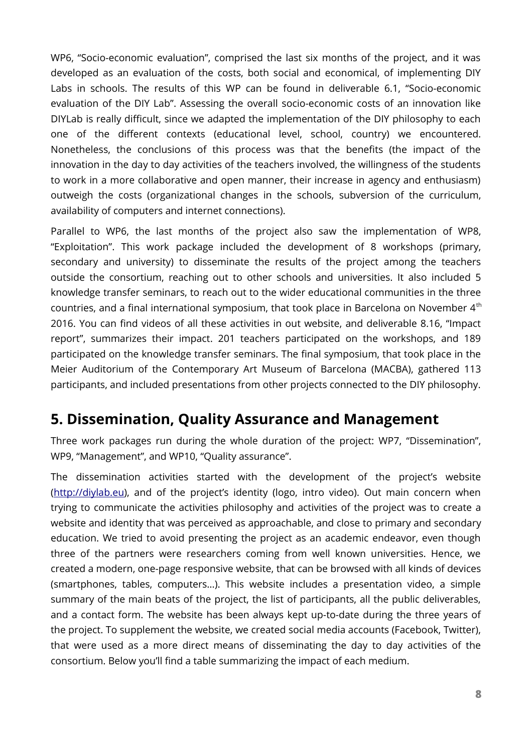WP6, “Socio-economic evaluation”, comprised the last six months of the project, and it was developed as an evaluation of the costs, both social and economical, of implementing DIY Labs in schools. The results of this WP can be found in deliverable 6.1, “Socio-economic evaluation of the DIY Lab”. Assessing the overall socio-economic costs of an innovation like DIYLab is really difficult, since we adapted the implementation of the DIY philosophy to each one of the different contexts (educational level, school, country) we encountered. Nonetheless, the conclusions of this process was that the benefits (the impact of the innovation in the day to day activities of the teachers involved, the willingness of the students to work in a more collaborative and open manner, their increase in agency and enthusiasm) outweigh the costs (organizational changes in the schools, subversion of the curriculum, availability of computers and internet connections).

Parallel to WP6, the last months of the project also saw the implementation of WP8, “Exploitation”. This work package included the development of 8 workshops (primary, secondary and university) to disseminate the results of the project among the teachers outside the consortium, reaching out to other schools and universities. It also included 5 knowledge transfer seminars, to reach out to the wider educational communities in the three countries, and a final international symposium, that took place in Barcelona on November 4th 2016. You can find videos of all these activities in out website, and deliverable 8.16, “Impact report”, summarizes their impact. 201 teachers participated on the workshops, and 189 participated on the knowledge transfer seminars. The final symposium, that took place in the Meier Auditorium of the Contemporary Art Museum of Barcelona (MACBA), gathered 113 participants, and included presentations from other projects connected to the DIY philosophy.

## 5. Dissemination, Quality Assurance and Management

Three work packages run during the whole duration of the project: WP7, “Dissemination”, WP9, “Management”, and WP10, “Quality assurance”.

The dissemination activities started with the development of the project’s website ([http://diylab.eu](http://diylab.eu)), and of the project’s identity (logo, intro video). Out main concern when trying to communicate the activities philosophy and activities of the project was to create a website and identity that was perceived as approachable, and close to primary and secondary education. We tried to avoid presenting the project as an academic endeavor, even though three of the partners were researchers coming from well known universities. Hence, we created a modern, one-page responsive website, that can be browsed with all kinds of devices (smartphones, tables, computers…). This website includes a presentation video, a simple summary of the main beats of the project, the list of participants, all the public deliverables, and a contact form. The website has been always kept up-to-date during the three years of the project. To supplement the website, we created social media accounts (Facebook, Twitter), that were used as a more direct means of disseminating the day to day activities of the consortium. Below you’ll find a table summarizing the impact of each medium.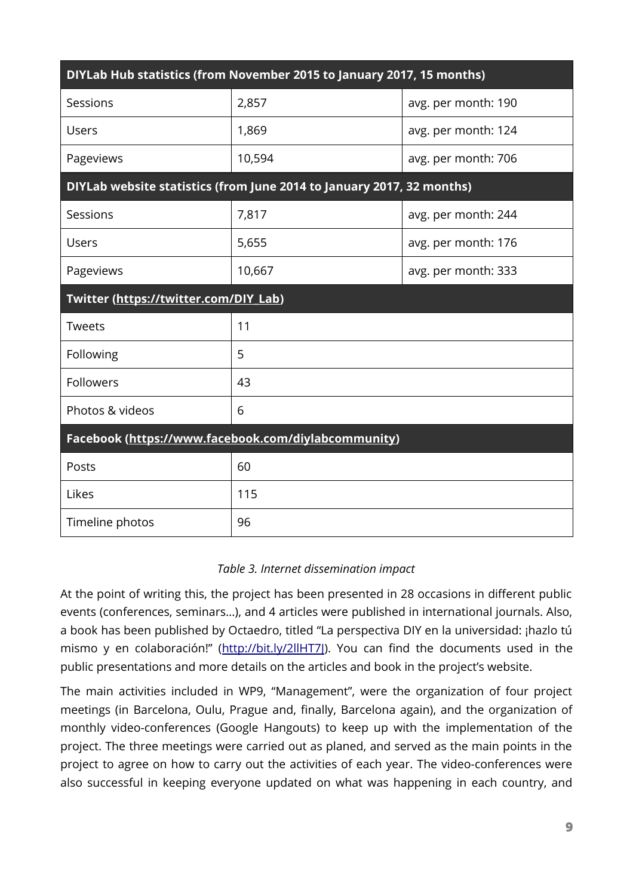| DIYLab Hub statistics (from November 2015 to January 2017, 15 months) | | |
|---|---|---|
| Sessions | 2,857 | avg. per month: 190 |
| Users | 1,869 | avg. per month: 124 |
| Pageviews | 10,594 | avg. per month: 706 |
| **DIYLab website statistics (from June 2014 to January 2017, 32 months)** | | |
| Sessions | 7,817 | avg. per month: 244 |
| Users | 5,655 | avg. per month: 176 |
| Pageviews | 10,667 | avg. per month: 333 |
| **Twitter (https://twitter.com/DIY_Lab)** | | |
| Tweets | 11 | |
| Following | 5 | |
| Followers | 43 | |
| Photos & videos | 6 | |
| **Facebook (https://www.facebook.com/diylabcommunity)** | | |
| Posts | 60 | |
| Likes | 115 | |
| Timeline photos | 96 | |

*Table 3. Internet dissemination impact*

At the point of writing this, the project has been presented in 28 occasions in different public events (conferences, seminars…), and 4 articles were published in international journals. Also, a book has been published by Octaedro, titled "La perspectiva DIY en la universidad: ¡hazlo tú mismo y en colaboración!" (http://bit.ly/2llHT7J). You can find the documents used in the public presentations and more details on the articles and book in the project's website.

The main activities included in WP9, "Management", were the organization of four project meetings (in Barcelona, Oulu, Prague and, finally, Barcelona again), and the organization of monthly video-conferences (Google Hangouts) to keep up with the implementation of the project. The three meetings were carried out as planed, and served as the main points in the project to agree on how to carry out the activities of each year. The video-conferences were also successful in keeping everyone updated on what was happening in each country, and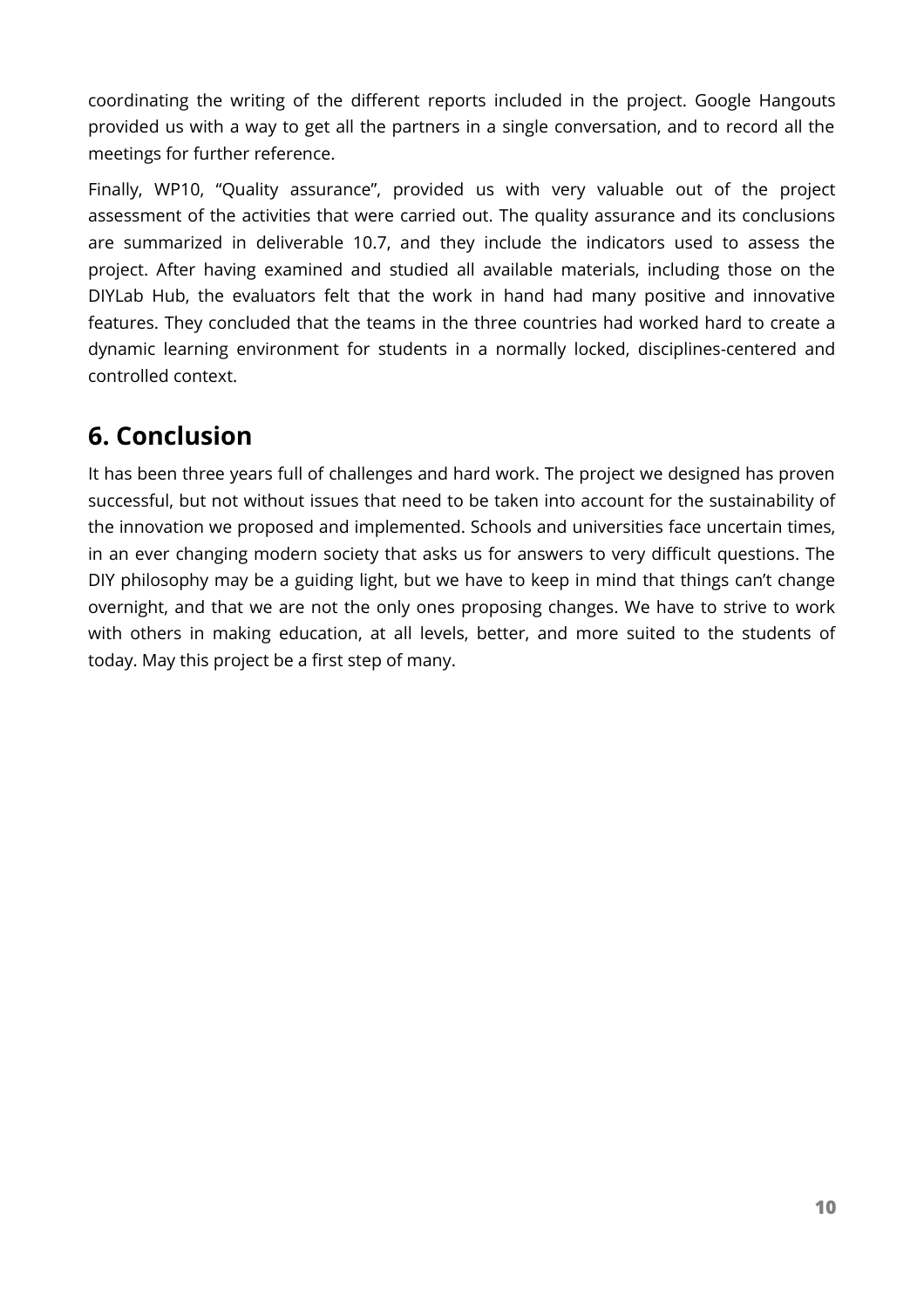coordinating the writing of the different reports included in the project. Google Hangouts provided us with a way to get all the partners in a single conversation, and to record all the meetings for further reference.

Finally, WP10, "Quality assurance", provided us with very valuable out of the project assessment of the activities that were carried out. The quality assurance and its conclusions are summarized in deliverable 10.7, and they include the indicators used to assess the project. After having examined and studied all available materials, including those on the DIYLab Hub, the evaluators felt that the work in hand had many positive and innovative features. They concluded that the teams in the three countries had worked hard to create a dynamic learning environment for students in a normally locked, disciplines-centered and controlled context.

## 6. Conclusion

It has been three years full of challenges and hard work. The project we designed has proven successful, but not without issues that need to be taken into account for the sustainability of the innovation we proposed and implemented. Schools and universities face uncertain times, in an ever changing modern society that asks us for answers to very difficult questions. The DIY philosophy may be a guiding light, but we have to keep in mind that things can't change overnight, and that we are not the only ones proposing changes. We have to strive to work with others in making education, at all levels, better, and more suited to the students of today. May this project be a first step of many.